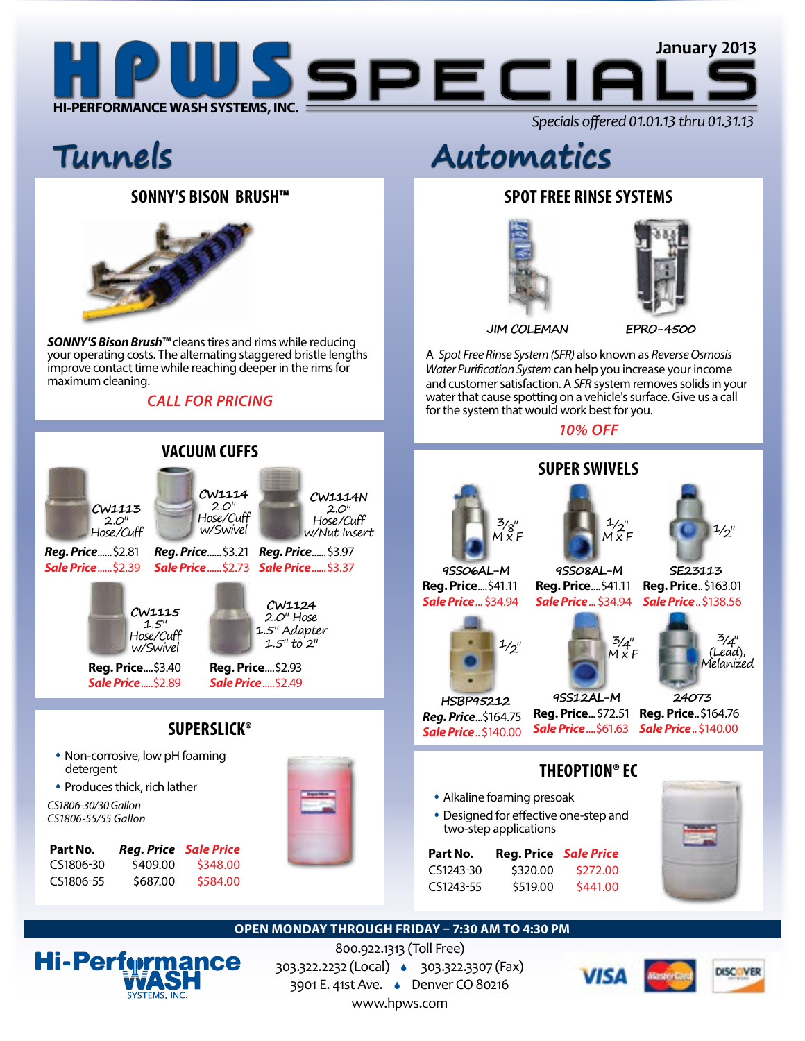# HPWS SPECIALS

**HI-PERFORMANCE WASH SYSTEMS, INC.**

January 2013

*Specials offered 01.01.13 thru 01.31.13*

## Tunnels

### SONNY'S BISON BRUSH™

***SONNY'S Bison Brush™*** cleans tires and rims while reducing your operating costs. The alternating staggered bristle lengths improve contact time while reaching deeper in the rims for maximum cleaning.

*CALL FOR PRICING*

### VACUUM CUFFS

| Part | Description | Reg. Price | Sale Price |
|---|---|---|---|
| CW1113 | 2.0" Hose/Cuff | $2.81 | $2.39 |
| CW1114 | 2.0" Hose/Cuff w/Swivel | $3.21 | $2.73 |
| CW1114N | 2.0" Hose/Cuff w/Nut Insert | $3.97 | $3.37 |
| CW1115 | 1.5" Hose/Cuff w/Swivel | $3.40 | $2.89 |
| CW1124 | 2.0" Hose 1.5" Adapter 1.5" to 2" | $2.93 | $2.49 |

### SUPERSLICK®

- Non-corrosive, low pH foaming detergent
- Produces thick, rich lather

*CS1806-30/30 Gallon*
*CS1806-55/55 Gallon*

| Part No. | *Reg. Price* | *Sale Price* |
|---|---|---|
| CS1806-30 | $409.00 | $348.00 |
| CS1806-55 | $687.00 | $584.00 |

## Automatics

### SPOT FREE RINSE SYSTEMS

JIM COLEMAN — EPRO-4500

A *Spot Free Rinse System (SFR)* also known as *Reverse Osmosis Water Purification System* can help you increase your income and customer satisfaction. A *SFR* system removes solids in your water that cause spotting on a vehicle's surface. Give us a call for the system that would work best for you.

*10% OFF*

### SUPER SWIVELS

| Part | Description | Reg. Price | Sale Price |
|---|---|---|---|
| 9SS06AL-M | 3/8" M x F | $41.11 | $34.94 |
| 9SS08AL-M | 1/2" M x F | $41.11 | $34.94 |
| SE23113 | 1/2" | $163.01 | $138.56 |
| HSBP95212 | 1/2" | $164.75 | $140.00 |
| 9SS12AL-M | 3/4" M x F | $72.51 | $61.63 |
| 24073 | 3/4" (Lead), Melanized | $164.76 | $140.00 |

### THEOPTION® EC

- Alkaline foaming presoak
- Designed for effective one-step and two-step applications

| Part No. | Reg. Price | *Sale Price* |
|---|---|---|
| CS1243-30 | $320.00 | $272.00 |
| CS1243-55 | $519.00 | $441.00 |

**OPEN MONDAY THROUGH FRIDAY – 7:30 AM TO 4:30 PM**

Hi-Performance WASH SYSTEMS, INC.

800.922.1313 (Toll Free)
303.322.2232 (Local) ♦ 303.322.3307 (Fax)
3901 E. 41st Ave. ♦ Denver CO 80216
www.hpws.com

VISA · MasterCard · DISCOVER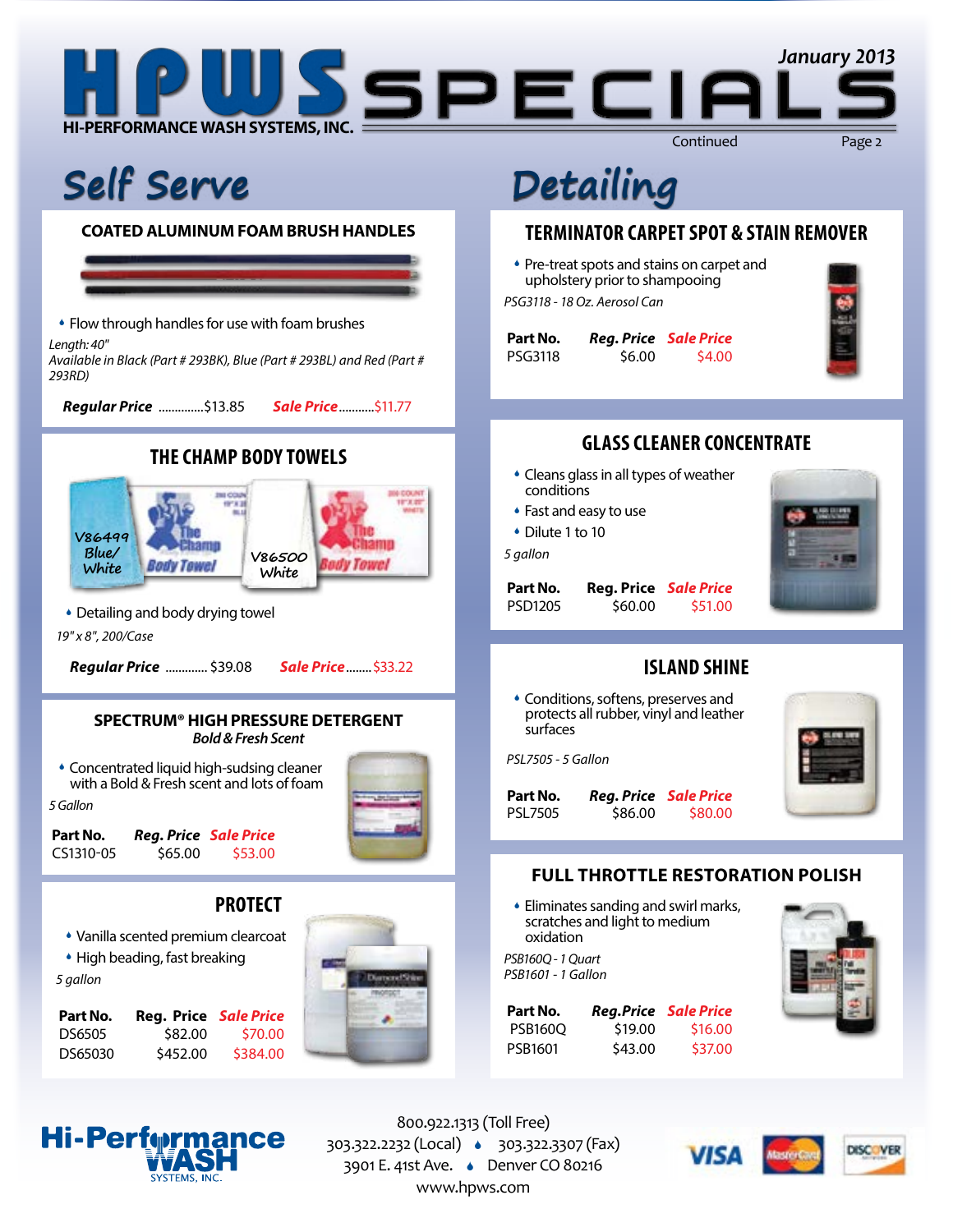# HPWS SPECIALS

HI-PERFORMANCE WASH SYSTEMS, INC.

January 2013

Continued

## Self Serve

### COATED ALUMINUM FOAM BRUSH HANDLES

- Flow through handles for use with foam brushes

*Length: 40"*
*Available in Black (Part # 293BK), Blue (Part # 293BL) and Red (Part # 293RD)*

***Regular Price*** ..............$13.85 ***Sale Price***...........$11.77

### THE CHAMP BODY TOWELS

V86499 Blue/ White

V86500 White

- Detailing and body drying towel

*19" x 8", 200/Case*

***Regular Price*** ............. $39.08 ***Sale Price*** ........ $33.22

### SPECTRUM® HIGH PRESSURE DETERGENT
***Bold & Fresh Scent***

- Concentrated liquid high-sudsing cleaner with a Bold & Fresh scent and lots of foam

*5 Gallon*

| Part No. | Reg. Price | Sale Price |
|---|---|---|
| CS1310-05 | $65.00 | $53.00 |

### PROTECT

- Vanilla scented premium clearcoat
- High beading, fast breaking

*5 gallon*

| Part No. | Reg. Price | Sale Price |
|---|---|---|
| DS6505 | $82.00 | $70.00 |
| DS65030 | $452.00 | $384.00 |

## Detailing

### TERMINATOR CARPET SPOT & STAIN REMOVER

- Pre-treat spots and stains on carpet and upholstery prior to shampooing

*PSG3118 - 18 Oz. Aerosol Can*

| Part No. | Reg. Price | Sale Price |
|---|---|---|
| PSG3118 | $6.00 | $4.00 |

### GLASS CLEANER CONCENTRATE

- Cleans glass in all types of weather conditions
- Fast and easy to use
- Dilute 1 to 10

*5 gallon*

| Part No. | Reg. Price | Sale Price |
|---|---|---|
| PSD1205 | $60.00 | $51.00 |

### ISLAND SHINE

- Conditions, softens, preserves and protects all rubber, vinyl and leather surfaces

*PSL7505 - 5 Gallon*

| Part No. | Reg. Price | Sale Price |
|---|---|---|
| PSL7505 | $86.00 | $80.00 |

### FULL THROTTLE RESTORATION POLISH

- Eliminates sanding and swirl marks, scratches and light to medium oxidation

*PSB160Q - 1 Quart*
*PSB1601 - 1 Gallon*

| Part No. | Reg.Price | Sale Price |
|---|---|---|
| PSB160Q | $19.00 | $16.00 |
| PSB1601 | $43.00 | $37.00 |

Hi-Performance WASH SYSTEMS, INC.

800.922.1313 (Toll Free)
303.322.2232 (Local) • 303.322.3307 (Fax)
3901 E. 41st Ave. • Denver CO 80216
www.hpws.com

VISA MasterCard DISCOVER